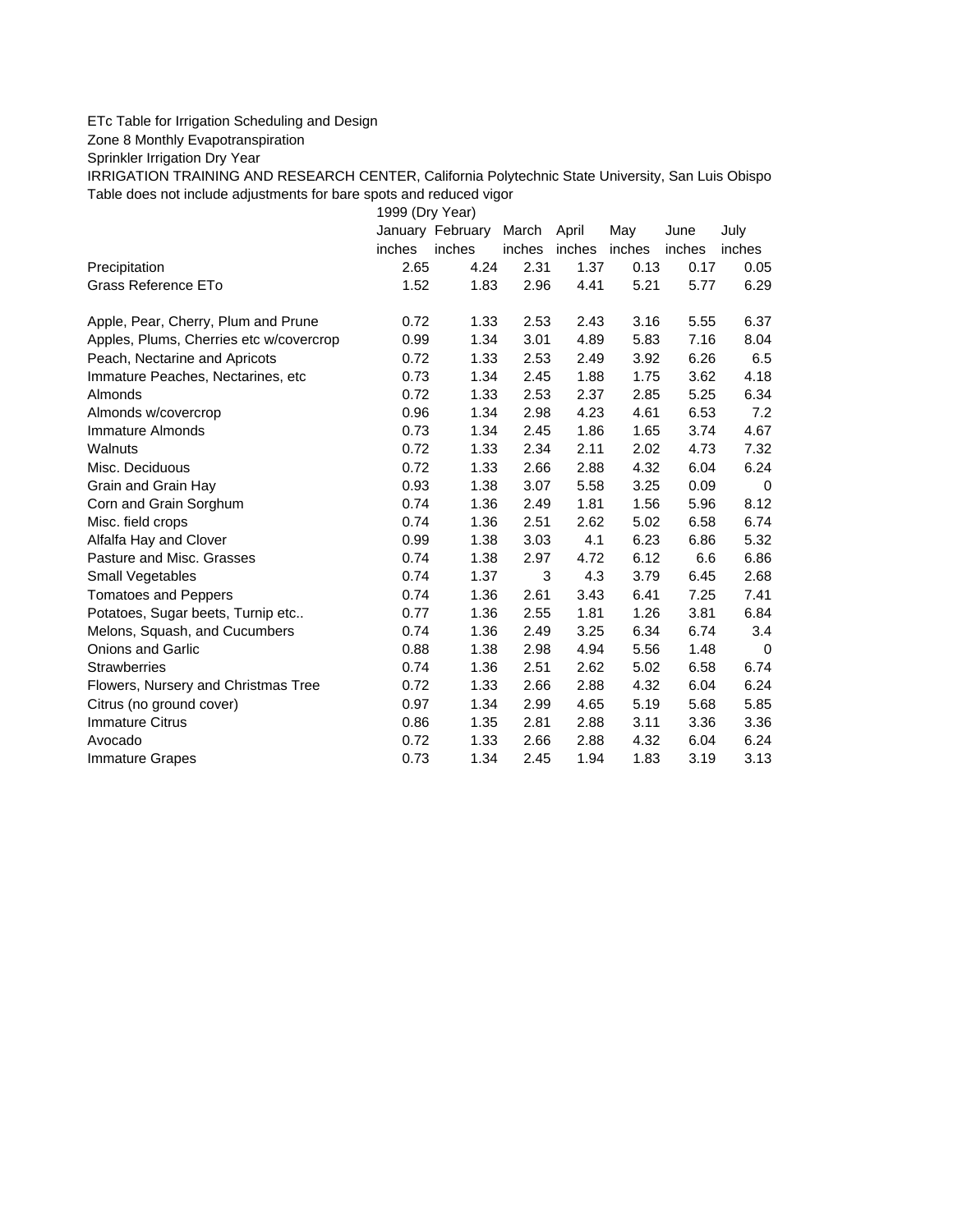ETc Table for Irrigation Scheduling and Design

Zone 8 Monthly Evapotranspiration

Sprinkler Irrigation Dry Year

IRRIGATION TRAINING AND RESEARCH CENTER, California Polytechnic State University, San Luis Obispo

Table does not include adjustments for bare spots and reduced vigor

| | 1999 (Dry Year) | | | | | | |
|---|---|---|---|---|---|---|---|
| | January | February | March | April | May | June | July |
| | inches | inches | inches | inches | inches | inches | inches |
| Precipitation | 2.65 | 4.24 | 2.31 | 1.37 | 0.13 | 0.17 | 0.05 |
| Grass Reference ETo | 1.52 | 1.83 | 2.96 | 4.41 | 5.21 | 5.77 | 6.29 |
| | | | | | | | |
| Apple, Pear, Cherry, Plum and Prune | 0.72 | 1.33 | 2.53 | 2.43 | 3.16 | 5.55 | 6.37 |
| Apples, Plums, Cherries etc w/covercrop | 0.99 | 1.34 | 3.01 | 4.89 | 5.83 | 7.16 | 8.04 |
| Peach, Nectarine and Apricots | 0.72 | 1.33 | 2.53 | 2.49 | 3.92 | 6.26 | 6.5 |
| Immature Peaches, Nectarines, etc | 0.73 | 1.34 | 2.45 | 1.88 | 1.75 | 3.62 | 4.18 |
| Almonds | 0.72 | 1.33 | 2.53 | 2.37 | 2.85 | 5.25 | 6.34 |
| Almonds w/covercrop | 0.96 | 1.34 | 2.98 | 4.23 | 4.61 | 6.53 | 7.2 |
| Immature Almonds | 0.73 | 1.34 | 2.45 | 1.86 | 1.65 | 3.74 | 4.67 |
| Walnuts | 0.72 | 1.33 | 2.34 | 2.11 | 2.02 | 4.73 | 7.32 |
| Misc. Deciduous | 0.72 | 1.33 | 2.66 | 2.88 | 4.32 | 6.04 | 6.24 |
| Grain and Grain Hay | 0.93 | 1.38 | 3.07 | 5.58 | 3.25 | 0.09 | 0 |
| Corn and Grain Sorghum | 0.74 | 1.36 | 2.49 | 1.81 | 1.56 | 5.96 | 8.12 |
| Misc. field crops | 0.74 | 1.36 | 2.51 | 2.62 | 5.02 | 6.58 | 6.74 |
| Alfalfa Hay and Clover | 0.99 | 1.38 | 3.03 | 4.1 | 6.23 | 6.86 | 5.32 |
| Pasture and Misc. Grasses | 0.74 | 1.38 | 2.97 | 4.72 | 6.12 | 6.6 | 6.86 |
| Small Vegetables | 0.74 | 1.37 | 3 | 4.3 | 3.79 | 6.45 | 2.68 |
| Tomatoes and Peppers | 0.74 | 1.36 | 2.61 | 3.43 | 6.41 | 7.25 | 7.41 |
| Potatoes, Sugar beets, Turnip etc.. | 0.77 | 1.36 | 2.55 | 1.81 | 1.26 | 3.81 | 6.84 |
| Melons, Squash, and Cucumbers | 0.74 | 1.36 | 2.49 | 3.25 | 6.34 | 6.74 | 3.4 |
| Onions and Garlic | 0.88 | 1.38 | 2.98 | 4.94 | 5.56 | 1.48 | 0 |
| Strawberries | 0.74 | 1.36 | 2.51 | 2.62 | 5.02 | 6.58 | 6.74 |
| Flowers, Nursery and Christmas Tree | 0.72 | 1.33 | 2.66 | 2.88 | 4.32 | 6.04 | 6.24 |
| Citrus (no ground cover) | 0.97 | 1.34 | 2.99 | 4.65 | 5.19 | 5.68 | 5.85 |
| Immature Citrus | 0.86 | 1.35 | 2.81 | 2.88 | 3.11 | 3.36 | 3.36 |
| Avocado | 0.72 | 1.33 | 2.66 | 2.88 | 4.32 | 6.04 | 6.24 |
| Immature Grapes | 0.73 | 1.34 | 2.45 | 1.94 | 1.83 | 3.19 | 3.13 |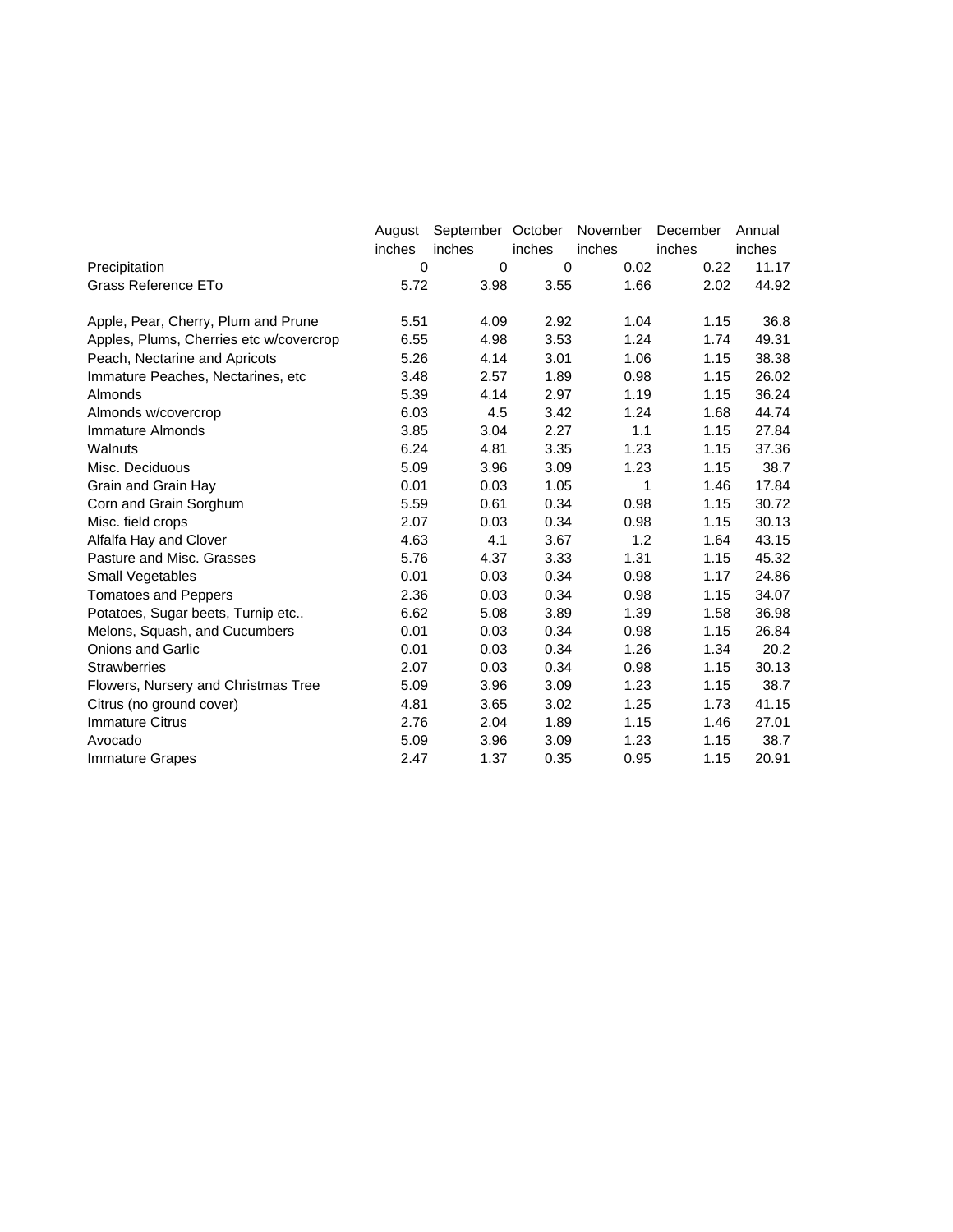| | August inches | September inches | October inches | November inches | December inches | Annual inches |
|---|---|---|---|---|---|---|
| Precipitation | 0 | 0 | 0 | 0.02 | 0.22 | 11.17 |
| Grass Reference ETo | 5.72 | 3.98 | 3.55 | 1.66 | 2.02 | 44.92 |
| | | | | | | |
| Apple, Pear, Cherry, Plum and Prune | 5.51 | 4.09 | 2.92 | 1.04 | 1.15 | 36.8 |
| Apples, Plums, Cherries etc w/covercrop | 6.55 | 4.98 | 3.53 | 1.24 | 1.74 | 49.31 |
| Peach, Nectarine and Apricots | 5.26 | 4.14 | 3.01 | 1.06 | 1.15 | 38.38 |
| Immature Peaches, Nectarines, etc | 3.48 | 2.57 | 1.89 | 0.98 | 1.15 | 26.02 |
| Almonds | 5.39 | 4.14 | 2.97 | 1.19 | 1.15 | 36.24 |
| Almonds w/covercrop | 6.03 | 4.5 | 3.42 | 1.24 | 1.68 | 44.74 |
| Immature Almonds | 3.85 | 3.04 | 2.27 | 1.1 | 1.15 | 27.84 |
| Walnuts | 6.24 | 4.81 | 3.35 | 1.23 | 1.15 | 37.36 |
| Misc. Deciduous | 5.09 | 3.96 | 3.09 | 1.23 | 1.15 | 38.7 |
| Grain and Grain Hay | 0.01 | 0.03 | 1.05 | 1 | 1.46 | 17.84 |
| Corn and Grain Sorghum | 5.59 | 0.61 | 0.34 | 0.98 | 1.15 | 30.72 |
| Misc. field crops | 2.07 | 0.03 | 0.34 | 0.98 | 1.15 | 30.13 |
| Alfalfa Hay and Clover | 4.63 | 4.1 | 3.67 | 1.2 | 1.64 | 43.15 |
| Pasture and Misc. Grasses | 5.76 | 4.37 | 3.33 | 1.31 | 1.15 | 45.32 |
| Small Vegetables | 0.01 | 0.03 | 0.34 | 0.98 | 1.17 | 24.86 |
| Tomatoes and Peppers | 2.36 | 0.03 | 0.34 | 0.98 | 1.15 | 34.07 |
| Potatoes, Sugar beets, Turnip etc.. | 6.62 | 5.08 | 3.89 | 1.39 | 1.58 | 36.98 |
| Melons, Squash, and Cucumbers | 0.01 | 0.03 | 0.34 | 0.98 | 1.15 | 26.84 |
| Onions and Garlic | 0.01 | 0.03 | 0.34 | 1.26 | 1.34 | 20.2 |
| Strawberries | 2.07 | 0.03 | 0.34 | 0.98 | 1.15 | 30.13 |
| Flowers, Nursery and Christmas Tree | 5.09 | 3.96 | 3.09 | 1.23 | 1.15 | 38.7 |
| Citrus (no ground cover) | 4.81 | 3.65 | 3.02 | 1.25 | 1.73 | 41.15 |
| Immature Citrus | 2.76 | 2.04 | 1.89 | 1.15 | 1.46 | 27.01 |
| Avocado | 5.09 | 3.96 | 3.09 | 1.23 | 1.15 | 38.7 |
| Immature Grapes | 2.47 | 1.37 | 0.35 | 0.95 | 1.15 | 20.91 |